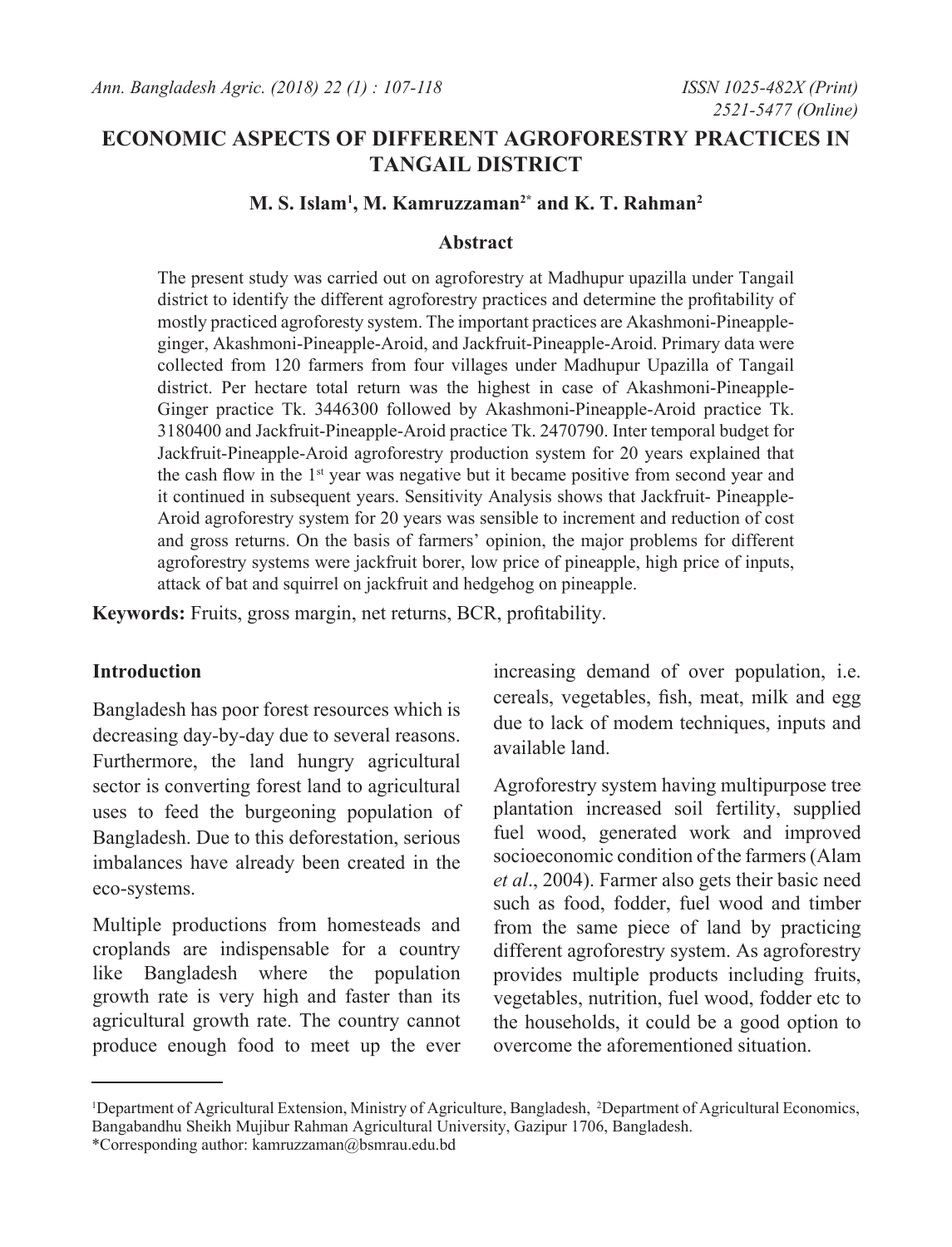# ECONOMIC ASPECTS OF DIFFERENT AGROFORESTRY PRACTICES IN TANGAIL DISTRICT

**M. S. Islam[1], M. Kamruzzaman[2*] and K. T. Rahman[2]**

## Abstract

The present study was carried out on agroforestry at Madhupur upazilla under Tangail district to identify the different agroforestry practices and determine the profitability of mostly practiced agroforesty system. The important practices are Akashmoni-Pineapple-ginger, Akashmoni-Pineapple-Aroid, and Jackfruit-Pineapple-Aroid. Primary data were collected from 120 farmers from four villages under Madhupur Upazilla of Tangail district. Per hectare total return was the highest in case of Akashmoni-Pineapple-Ginger practice Tk. 3446300 followed by Akashmoni-Pineapple-Aroid practice Tk. 3180400 and Jackfruit-Pineapple-Aroid practice Tk. 2470790. Inter temporal budget for Jackfruit-Pineapple-Aroid agroforestry production system for 20 years explained that the cash flow in the 1st year was negative but it became positive from second year and it continued in subsequent years. Sensitivity Analysis shows that Jackfruit- Pineapple-Aroid agroforestry system for 20 years was sensible to increment and reduction of cost and gross returns. On the basis of farmers' opinion, the major problems for different agroforestry systems were jackfruit borer, low price of pineapple, high price of inputs, attack of bat and squirrel on jackfruit and hedgehog on pineapple.

**Keywords:** Fruits, gross margin, net returns, BCR, profitability.

## Introduction

Bangladesh has poor forest resources which is decreasing day-by-day due to several reasons. Furthermore, the land hungry agricultural sector is converting forest land to agricultural uses to feed the burgeoning population of Bangladesh. Due to this deforestation, serious imbalances have already been created in the eco-systems.

Multiple productions from homesteads and croplands are indispensable for a country like Bangladesh where the population growth rate is very high and faster than its agricultural growth rate. The country cannot produce enough food to meet up the ever increasing demand of over population, i.e. cereals, vegetables, fish, meat, milk and egg due to lack of modem techniques, inputs and available land.

Agroforestry system having multipurpose tree plantation increased soil fertility, supplied fuel wood, generated work and improved socioeconomic condition of the farmers (Alam *et al*., 2004). Farmer also gets their basic need such as food, fodder, fuel wood and timber from the same piece of land by practicing different agroforestry system. As agroforestry provides multiple products including fruits, vegetables, nutrition, fuel wood, fodder etc to the households, it could be a good option to overcome the aforementioned situation.

---

[1]Department of Agricultural Extension, Ministry of Agriculture, Bangladesh, [2]Department of Agricultural Economics, Bangabandhu Sheikh Mujibur Rahman Agricultural University, Gazipur 1706, Bangladesh.
*Corresponding author: kamruzzaman@bsmrau.edu.bd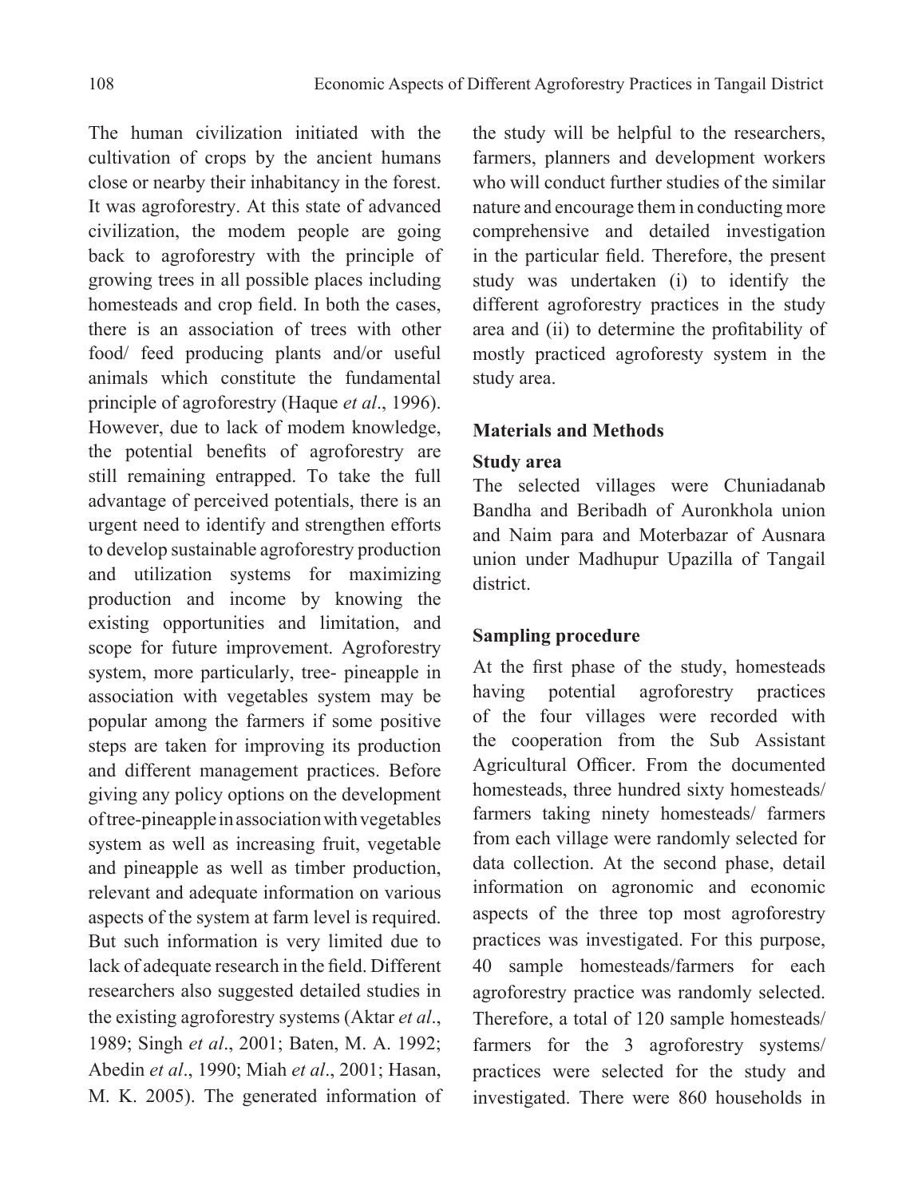The human civilization initiated with the cultivation of crops by the ancient humans close or nearby their inhabitancy in the forest. It was agroforestry. At this state of advanced civilization, the modem people are going back to agroforestry with the principle of growing trees in all possible places including homesteads and crop field. In both the cases, there is an association of trees with other food/ feed producing plants and/or useful animals which constitute the fundamental principle of agroforestry (Haque *et al*., 1996). However, due to lack of modem knowledge, the potential benefits of agroforestry are still remaining entrapped. To take the full advantage of perceived potentials, there is an urgent need to identify and strengthen efforts to develop sustainable agroforestry production and utilization systems for maximizing production and income by knowing the existing opportunities and limitation, and scope for future improvement. Agroforestry system, more particularly, tree- pineapple in association with vegetables system may be popular among the farmers if some positive steps are taken for improving its production and different management practices. Before giving any policy options on the development of tree-pineapple in association with vegetables system as well as increasing fruit, vegetable and pineapple as well as timber production, relevant and adequate information on various aspects of the system at farm level is required. But such information is very limited due to lack of adequate research in the field. Different researchers also suggested detailed studies in the existing agroforestry systems (Aktar *et al*., 1989; Singh *et al*., 2001; Baten, M. A. 1992; Abedin *et al*., 1990; Miah *et al*., 2001; Hasan, M. K. 2005). The generated information of the study will be helpful to the researchers, farmers, planners and development workers who will conduct further studies of the similar nature and encourage them in conducting more comprehensive and detailed investigation in the particular field. Therefore, the present study was undertaken (i) to identify the different agroforestry practices in the study area and (ii) to determine the profitability of mostly practiced agroforesty system in the study area.

## Materials and Methods

### Study area

The selected villages were Chuniadanab Bandha and Beribadh of Auronkhola union and Naim para and Moterbazar of Ausnara union under Madhupur Upazilla of Tangail district.

### Sampling procedure

At the first phase of the study, homesteads having potential agroforestry practices of the four villages were recorded with the cooperation from the Sub Assistant Agricultural Officer. From the documented homesteads, three hundred sixty homesteads/ farmers taking ninety homesteads/ farmers from each village were randomly selected for data collection. At the second phase, detail information on agronomic and economic aspects of the three top most agroforestry practices was investigated. For this purpose, 40 sample homesteads/farmers for each agroforestry practice was randomly selected. Therefore, a total of 120 sample homesteads/ farmers for the 3 agroforestry systems/ practices were selected for the study and investigated. There were 860 households in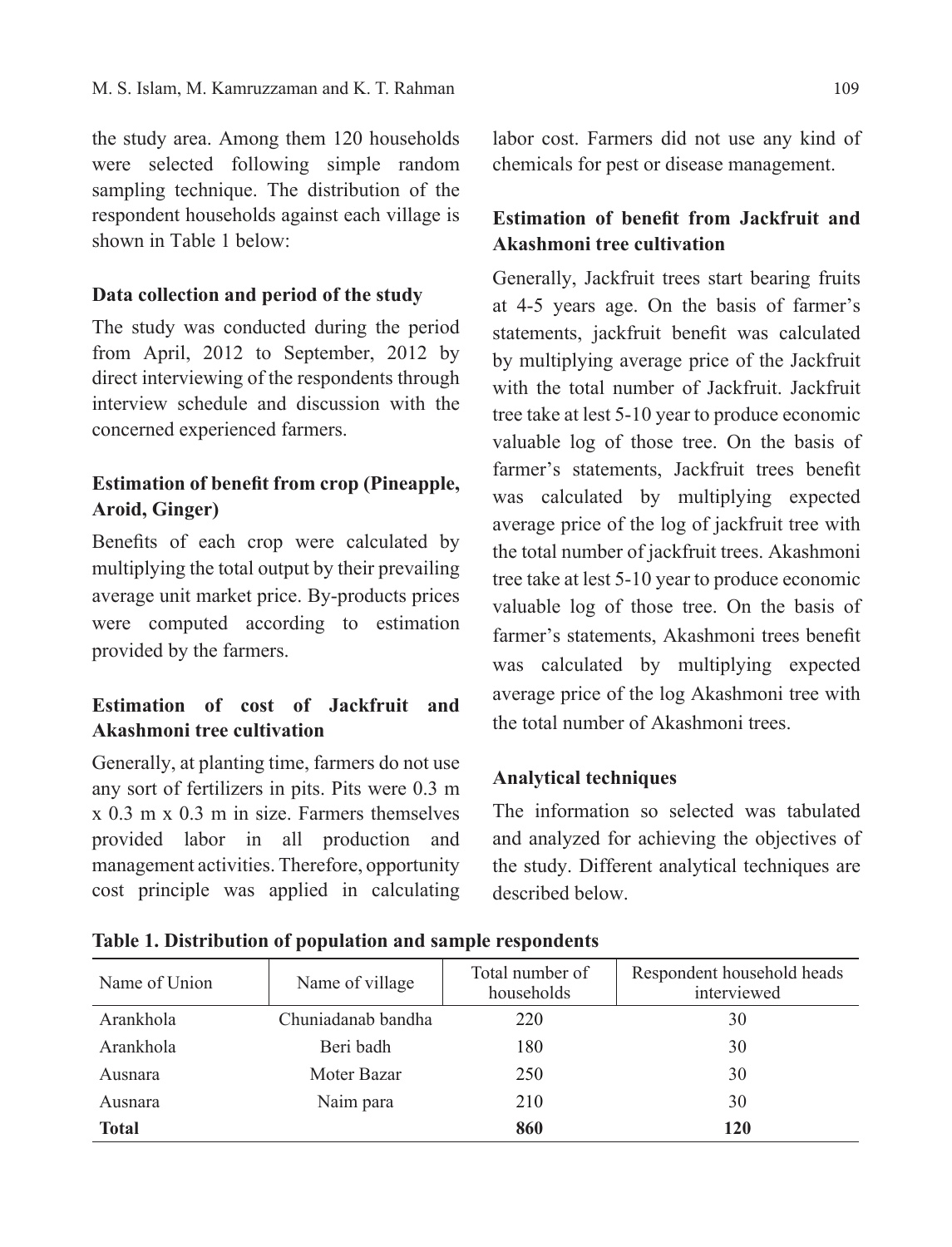the study area. Among them 120 households were selected following simple random sampling technique. The distribution of the respondent households against each village is shown in Table 1 below:

### Data collection and period of the study

The study was conducted during the period from April, 2012 to September, 2012 by direct interviewing of the respondents through interview schedule and discussion with the concerned experienced farmers.

### Estimation of benefit from crop (Pineapple, Aroid, Ginger)

Benefits of each crop were calculated by multiplying the total output by their prevailing average unit market price. By-products prices were computed according to estimation provided by the farmers.

### Estimation of cost of Jackfruit and Akashmoni tree cultivation

Generally, at planting time, farmers do not use any sort of fertilizers in pits. Pits were 0.3 m x 0.3 m x 0.3 m in size. Farmers themselves provided labor in all production and management activities. Therefore, opportunity cost principle was applied in calculating labor cost. Farmers did not use any kind of chemicals for pest or disease management.

### Estimation of benefit from Jackfruit and Akashmoni tree cultivation

Generally, Jackfruit trees start bearing fruits at 4-5 years age. On the basis of farmer's statements, jackfruit benefit was calculated by multiplying average price of the Jackfruit with the total number of Jackfruit. Jackfruit tree take at lest 5-10 year to produce economic valuable log of those tree. On the basis of farmer's statements, Jackfruit trees benefit was calculated by multiplying expected average price of the log of jackfruit tree with the total number of jackfruit trees. Akashmoni tree take at lest 5-10 year to produce economic valuable log of those tree. On the basis of farmer's statements, Akashmoni trees benefit was calculated by multiplying expected average price of the log Akashmoni tree with the total number of Akashmoni trees.

### Analytical techniques

The information so selected was tabulated and analyzed for achieving the objectives of the study. Different analytical techniques are described below.

**Table 1. Distribution of population and sample respondents**

| Name of Union | Name of village | Total number of households | Respondent household heads interviewed |
|---|---|---|---|
| Arankhola | Chuniadanab bandha | 220 | 30 |
| Arankhola | Beri badh | 180 | 30 |
| Ausnara | Moter Bazar | 250 | 30 |
| Ausnara | Naim para | 210 | 30 |
| **Total** | | **860** | **120** |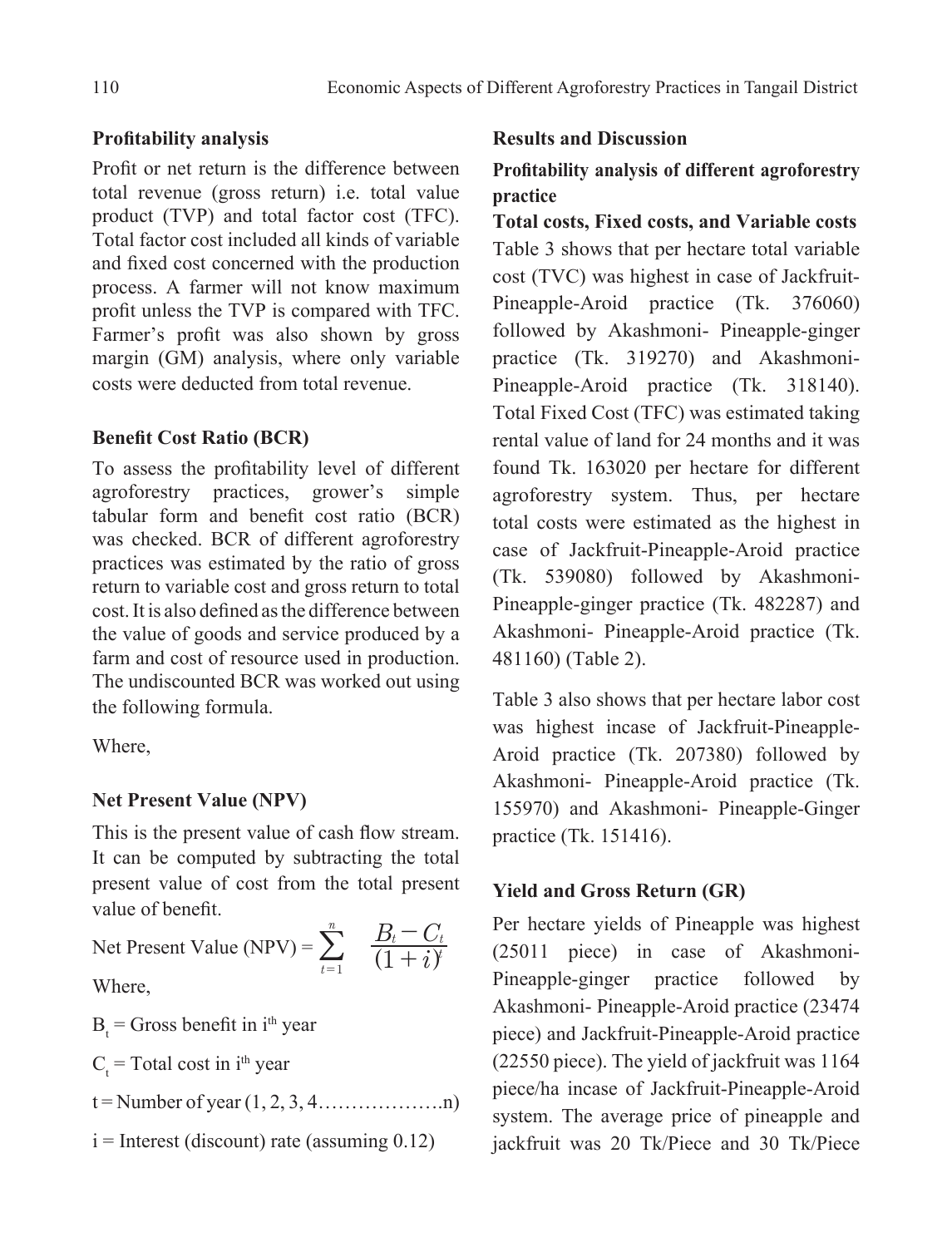### Profitability analysis

Profit or net return is the difference between total revenue (gross return) i.e. total value product (TVP) and total factor cost (TFC). Total factor cost included all kinds of variable and fixed cost concerned with the production process. A farmer will not know maximum profit unless the TVP is compared with TFC. Farmer's profit was also shown by gross margin (GM) analysis, where only variable costs were deducted from total revenue.

### Benefit Cost Ratio (BCR)

To assess the profitability level of different agroforestry practices, grower's simple tabular form and benefit cost ratio (BCR) was checked. BCR of different agroforestry practices was estimated by the ratio of gross return to variable cost and gross return to total cost. It is also defined as the difference between the value of goods and service produced by a farm and cost of resource used in production. The undiscounted BCR was worked out using the following formula.

Where,

### Net Present Value (NPV)

This is the present value of cash flow stream. It can be computed by subtracting the total present value of cost from the total present value of benefit.

$$\text{Net Present Value (NPV)} = \sum_{t=1}^{n} \frac{B_t - C_t}{(1+i)^t}$$

Where,

$B_t$ = Gross benefit in $i^{th}$ year

$C_t$ = Total cost in $i^{th}$ year

t = Number of year (1, 2, 3, 4……………….n)

i = Interest (discount) rate (assuming 0.12)

## Results and Discussion

### Profitability analysis of different agroforestry practice

**Total costs, Fixed costs, and Variable costs**

Table 3 shows that per hectare total variable cost (TVC) was highest in case of Jackfruit-Pineapple-Aroid practice (Tk. 376060) followed by Akashmoni- Pineapple-ginger practice (Tk. 319270) and Akashmoni-Pineapple-Aroid practice (Tk. 318140). Total Fixed Cost (TFC) was estimated taking rental value of land for 24 months and it was found Tk. 163020 per hectare for different agroforestry system. Thus, per hectare total costs were estimated as the highest in case of Jackfruit-Pineapple-Aroid practice (Tk. 539080) followed by Akashmoni-Pineapple-ginger practice (Tk. 482287) and Akashmoni- Pineapple-Aroid practice (Tk. 481160) (Table 2).

Table 3 also shows that per hectare labor cost was highest incase of Jackfruit-Pineapple-Aroid practice (Tk. 207380) followed by Akashmoni- Pineapple-Aroid practice (Tk. 155970) and Akashmoni- Pineapple-Ginger practice (Tk. 151416).

### Yield and Gross Return (GR)

Per hectare yields of Pineapple was highest (25011 piece) in case of Akashmoni-Pineapple-ginger practice followed by Akashmoni- Pineapple-Aroid practice (23474 piece) and Jackfruit-Pineapple-Aroid practice (22550 piece). The yield of jackfruit was 1164 piece/ha incase of Jackfruit-Pineapple-Aroid system. The average price of pineapple and jackfruit was 20 Tk/Piece and 30 Tk/Piece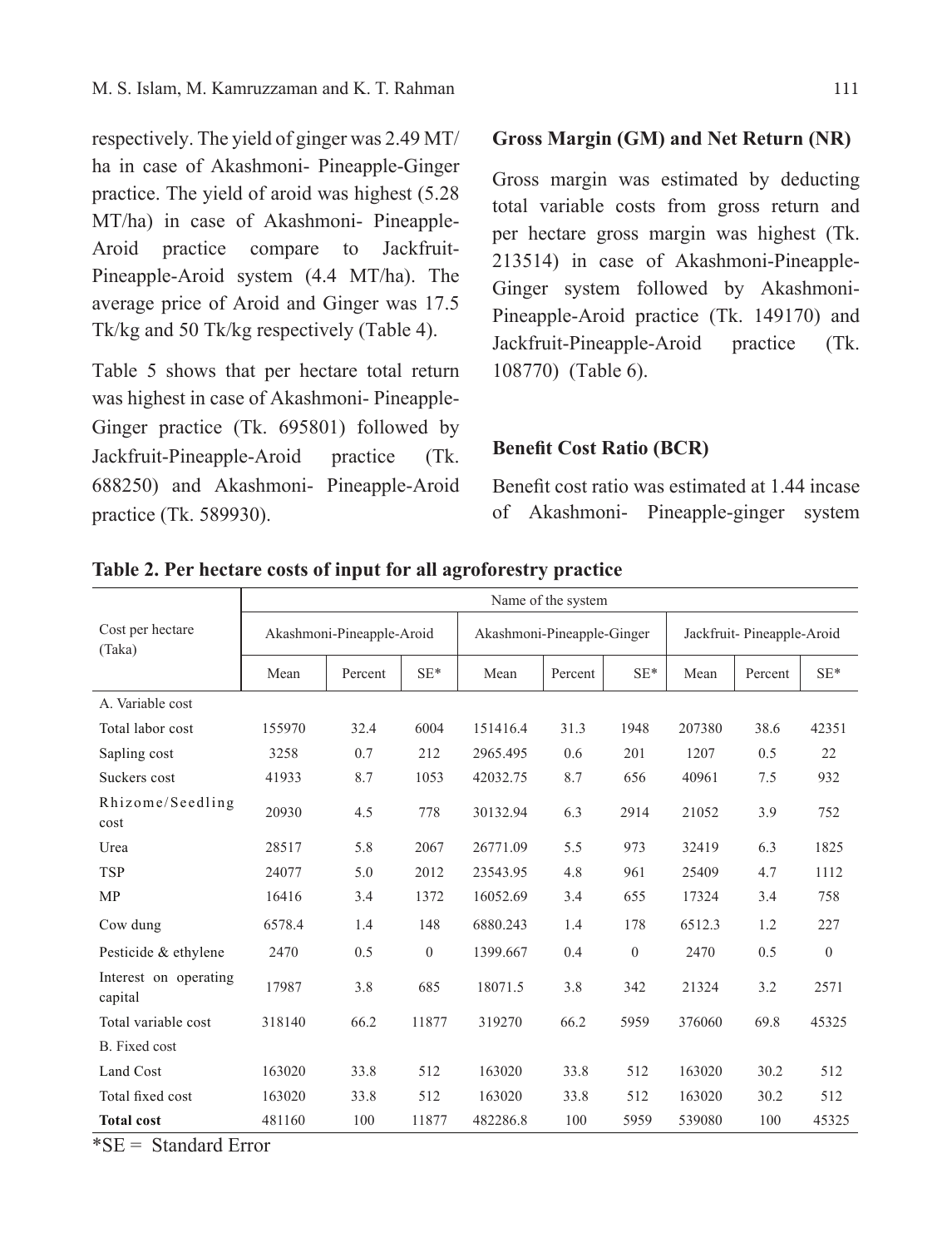respectively. The yield of ginger was 2.49 MT/ha in case of Akashmoni- Pineapple-Ginger practice. The yield of aroid was highest (5.28 MT/ha) in case of Akashmoni- Pineapple-Aroid practice compare to Jackfruit-Pineapple-Aroid system (4.4 MT/ha). The average price of Aroid and Ginger was 17.5 Tk/kg and 50 Tk/kg respectively (Table 4).

Table 5 shows that per hectare total return was highest in case of Akashmoni- Pineapple-Ginger practice (Tk. 695801) followed by Jackfruit-Pineapple-Aroid practice (Tk. 688250) and Akashmoni- Pineapple-Aroid practice (Tk. 589930).

**Gross Margin (GM) and Net Return (NR)**

Gross margin was estimated by deducting total variable costs from gross return and per hectare gross margin was highest (Tk. 213514) in case of Akashmoni-Pineapple-Ginger system followed by Akashmoni-Pineapple-Aroid practice (Tk. 149170) and Jackfruit-Pineapple-Aroid practice (Tk. 108770) (Table 6).

**Benefit Cost Ratio (BCR)**

Benefit cost ratio was estimated at 1.44 incase of Akashmoni- Pineapple-ginger system

**Table 2. Per hectare costs of input for all agroforestry practice**

| Cost per hectare (Taka) | Name of the system | | | | | | | | |
|---|---|---|---|---|---|---|---|---|---|
| | Akashmoni-Pineapple-Aroid | | | Akashmoni-Pineapple-Ginger | | | Jackfruit- Pineapple-Aroid | | |
| | Mean | Percent | SE* | Mean | Percent | SE* | Mean | Percent | SE* |
| A. Variable cost | | | | | | | | | |
| Total labor cost | 155970 | 32.4 | 6004 | 151416.4 | 31.3 | 1948 | 207380 | 38.6 | 42351 |
| Sapling cost | 3258 | 0.7 | 212 | 2965.495 | 0.6 | 201 | 1207 | 0.5 | 22 |
| Suckers cost | 41933 | 8.7 | 1053 | 42032.75 | 8.7 | 656 | 40961 | 7.5 | 932 |
| Rhizome/Seedling cost | 20930 | 4.5 | 778 | 30132.94 | 6.3 | 2914 | 21052 | 3.9 | 752 |
| Urea | 28517 | 5.8 | 2067 | 26771.09 | 5.5 | 973 | 32419 | 6.3 | 1825 |
| TSP | 24077 | 5.0 | 2012 | 23543.95 | 4.8 | 961 | 25409 | 4.7 | 1112 |
| MP | 16416 | 3.4 | 1372 | 16052.69 | 3.4 | 655 | 17324 | 3.4 | 758 |
| Cow dung | 6578.4 | 1.4 | 148 | 6880.243 | 1.4 | 178 | 6512.3 | 1.2 | 227 |
| Pesticide & ethylene | 2470 | 0.5 | 0 | 1399.667 | 0.4 | 0 | 2470 | 0.5 | 0 |
| Interest on operating capital | 17987 | 3.8 | 685 | 18071.5 | 3.8 | 342 | 21324 | 3.2 | 2571 |
| Total variable cost | 318140 | 66.2 | 11877 | 319270 | 66.2 | 5959 | 376060 | 69.8 | 45325 |
| B. Fixed cost | | | | | | | | | |
| Land Cost | 163020 | 33.8 | 512 | 163020 | 33.8 | 512 | 163020 | 30.2 | 512 |
| Total fixed cost | 163020 | 33.8 | 512 | 163020 | 33.8 | 512 | 163020 | 30.2 | 512 |
| **Total cost** | 481160 | 100 | 11877 | 482286.8 | 100 | 5959 | 539080 | 100 | 45325 |

*SE = Standard Error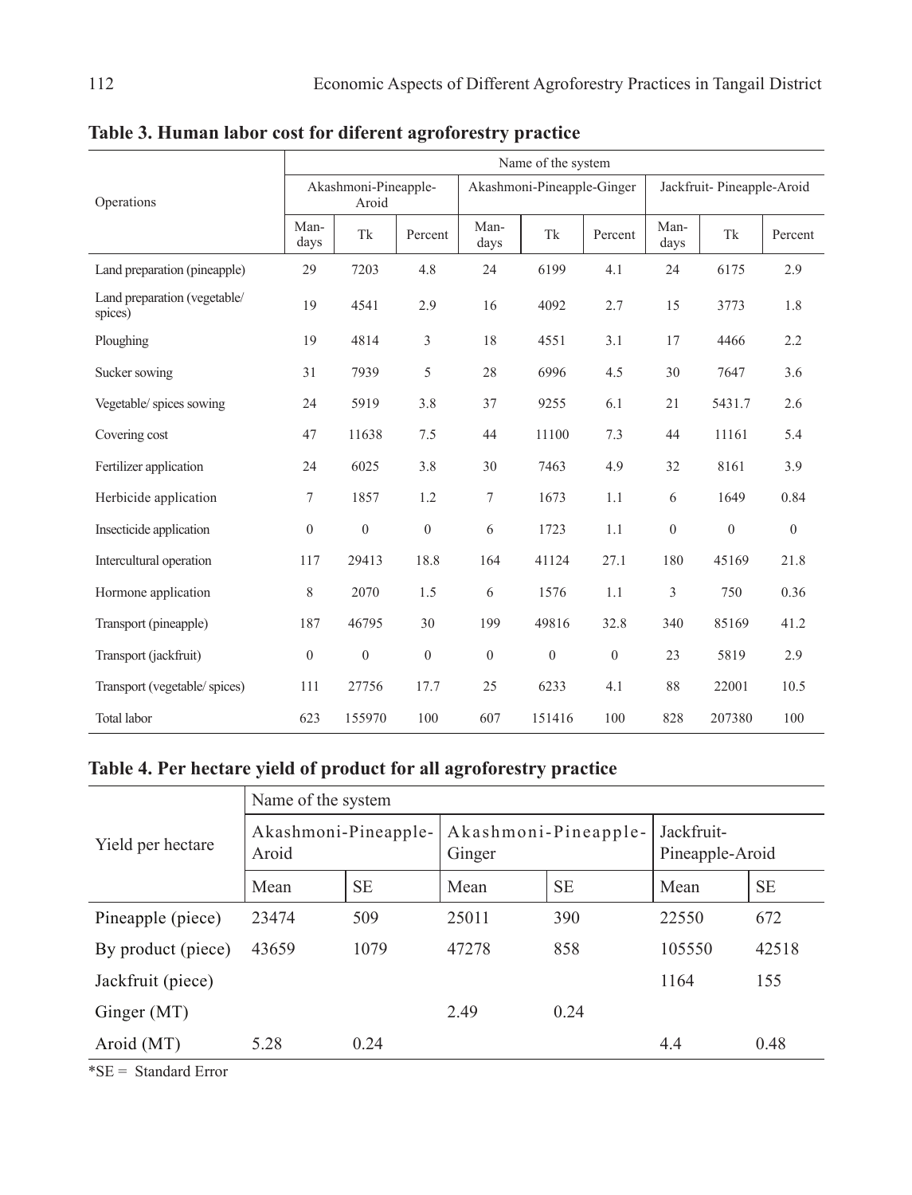**Table 3. Human labor cost for diferent agroforestry practice**

| Operations | Name of the system | | | | | | | | |
|---|---|---|---|---|---|---|---|---|---|
| | Akashmoni-Pineapple-Aroid | | | Akashmoni-Pineapple-Ginger | | | Jackfruit- Pineapple-Aroid | | |
| | Man-days | Tk | Percent | Man-days | Tk | Percent | Man-days | Tk | Percent |
| Land preparation (pineapple) | 29 | 7203 | 4.8 | 24 | 6199 | 4.1 | 24 | 6175 | 2.9 |
| Land preparation (vegetable/ spices) | 19 | 4541 | 2.9 | 16 | 4092 | 2.7 | 15 | 3773 | 1.8 |
| Ploughing | 19 | 4814 | 3 | 18 | 4551 | 3.1 | 17 | 4466 | 2.2 |
| Sucker sowing | 31 | 7939 | 5 | 28 | 6996 | 4.5 | 30 | 7647 | 3.6 |
| Vegetable/ spices sowing | 24 | 5919 | 3.8 | 37 | 9255 | 6.1 | 21 | 5431.7 | 2.6 |
| Covering cost | 47 | 11638 | 7.5 | 44 | 11100 | 7.3 | 44 | 11161 | 5.4 |
| Fertilizer application | 24 | 6025 | 3.8 | 30 | 7463 | 4.9 | 32 | 8161 | 3.9 |
| Herbicide application | 7 | 1857 | 1.2 | 7 | 1673 | 1.1 | 6 | 1649 | 0.84 |
| Insecticide application | 0 | 0 | 0 | 6 | 1723 | 1.1 | 0 | 0 | 0 |
| Intercultural operation | 117 | 29413 | 18.8 | 164 | 41124 | 27.1 | 180 | 45169 | 21.8 |
| Hormone application | 8 | 2070 | 1.5 | 6 | 1576 | 1.1 | 3 | 750 | 0.36 |
| Transport (pineapple) | 187 | 46795 | 30 | 199 | 49816 | 32.8 | 340 | 85169 | 41.2 |
| Transport (jackfruit) | 0 | 0 | 0 | 0 | 0 | 0 | 23 | 5819 | 2.9 |
| Transport (vegetable/ spices) | 111 | 27756 | 17.7 | 25 | 6233 | 4.1 | 88 | 22001 | 10.5 |
| Total labor | 623 | 155970 | 100 | 607 | 151416 | 100 | 828 | 207380 | 100 |

**Table 4. Per hectare yield of product for all agroforestry practice**

| Yield per hectare | Name of the system | | | | | |
|---|---|---|---|---|---|---|
| | Akashmoni-Pineapple-Aroid | | Akashmoni-Pineapple-Ginger | | Jackfruit-Pineapple-Aroid | |
| | Mean | SE | Mean | SE | Mean | SE |
| Pineapple (piece) | 23474 | 509 | 25011 | 390 | 22550 | 672 |
| By product (piece) | 43659 | 1079 | 47278 | 858 | 105550 | 42518 |
| Jackfruit (piece) | | | | | 1164 | 155 |
| Ginger (MT) | | | 2.49 | 0.24 | | |
| Aroid (MT) | 5.28 | 0.24 | | | 4.4 | 0.48 |

*SE = Standard Error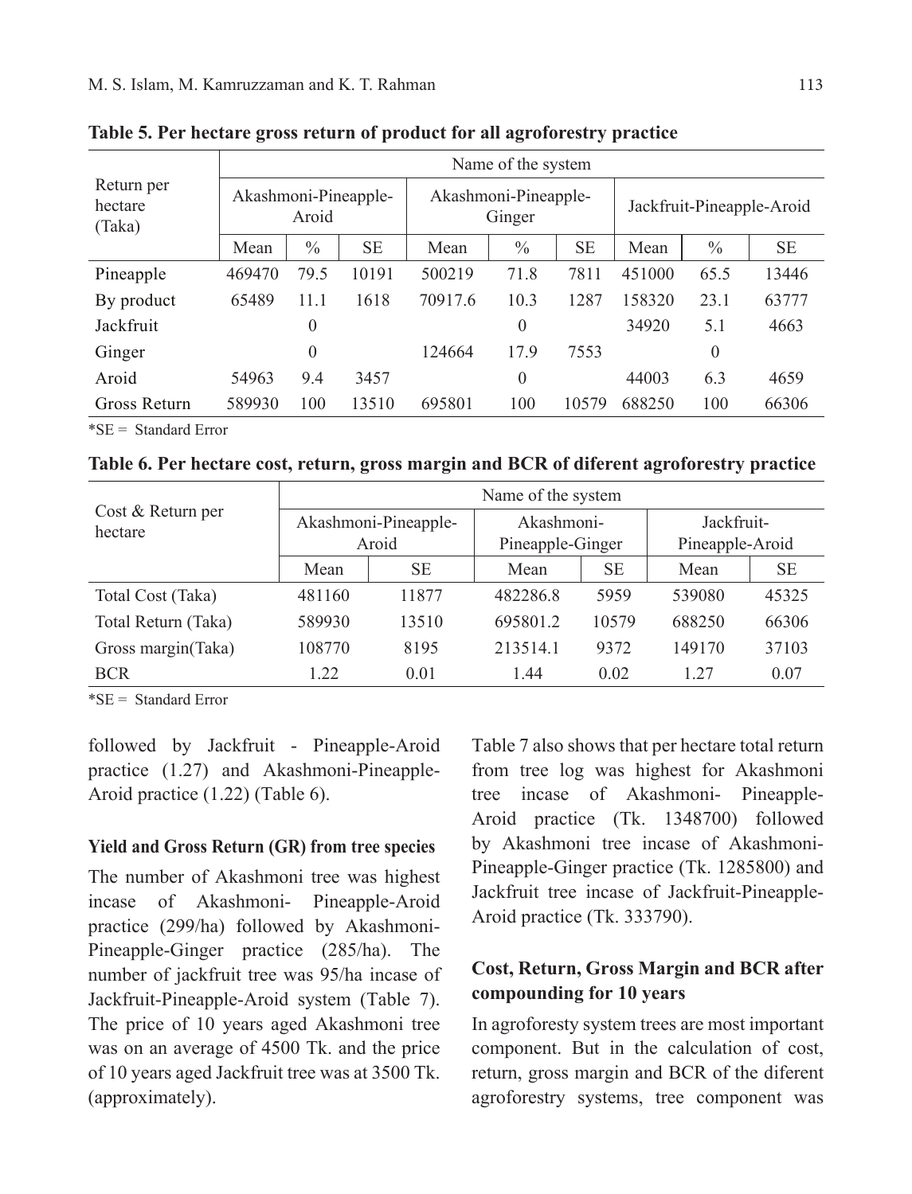**Table 5. Per hectare gross return of product for all agroforestry practice**

| Return per hectare (Taka) | Name of the system | | | | | | | | |
|---|---|---|---|---|---|---|---|---|---|
| | Akashmoni-Pineapple-Aroid | | | Akashmoni-Pineapple-Ginger | | | Jackfruit-Pineapple-Aroid | | |
| | Mean | % | SE | Mean | % | SE | Mean | % | SE |
| Pineapple | 469470 | 79.5 | 10191 | 500219 | 71.8 | 7811 | 451000 | 65.5 | 13446 |
| By product | 65489 | 11.1 | 1618 | 70917.6 | 10.3 | 1287 | 158320 | 23.1 | 63777 |
| Jackfruit | | 0 | | | 0 | | 34920 | 5.1 | 4663 |
| Ginger | | 0 | | 124664 | 17.9 | 7553 | | 0 | |
| Aroid | 54963 | 9.4 | 3457 | | 0 | | 44003 | 6.3 | 4659 |
| Gross Return | 589930 | 100 | 13510 | 695801 | 100 | 10579 | 688250 | 100 | 66306 |

*SE = Standard Error

**Table 6. Per hectare cost, return, gross margin and BCR of diferent agroforestry practice**

| Cost & Return per hectare | Name of the system | | | | | |
|---|---|---|---|---|---|---|
| | Akashmoni-Pineapple-Aroid | | Akashmoni-Pineapple-Ginger | | Jackfruit-Pineapple-Aroid | |
| | Mean | SE | Mean | SE | Mean | SE |
| Total Cost (Taka) | 481160 | 11877 | 482286.8 | 5959 | 539080 | 45325 |
| Total Return (Taka) | 589930 | 13510 | 695801.2 | 10579 | 688250 | 66306 |
| Gross margin(Taka) | 108770 | 8195 | 213514.1 | 9372 | 149170 | 37103 |
| BCR | 1.22 | 0.01 | 1.44 | 0.02 | 1.27 | 0.07 |

*SE = Standard Error

followed by Jackfruit - Pineapple-Aroid practice (1.27) and Akashmoni-Pineapple-Aroid practice (1.22) (Table 6).

#### Yield and Gross Return (GR) from tree species

The number of Akashmoni tree was highest incase of Akashmoni- Pineapple-Aroid practice (299/ha) followed by Akashmoni-Pineapple-Ginger practice (285/ha). The number of jackfruit tree was 95/ha incase of Jackfruit-Pineapple-Aroid system (Table 7). The price of 10 years aged Akashmoni tree was on an average of 4500 Tk. and the price of 10 years aged Jackfruit tree was at 3500 Tk. (approximately).

Table 7 also shows that per hectare total return from tree log was highest for Akashmoni tree incase of Akashmoni- Pineapple-Aroid practice (Tk. 1348700) followed by Akashmoni tree incase of Akashmoni-Pineapple-Ginger practice (Tk. 1285800) and Jackfruit tree incase of Jackfruit-Pineapple-Aroid practice (Tk. 333790).

#### Cost, Return, Gross Margin and BCR after compounding for 10 years

In agroforesty system trees are most important component. But in the calculation of cost, return, gross margin and BCR of the diferent agroforestry systems, tree component was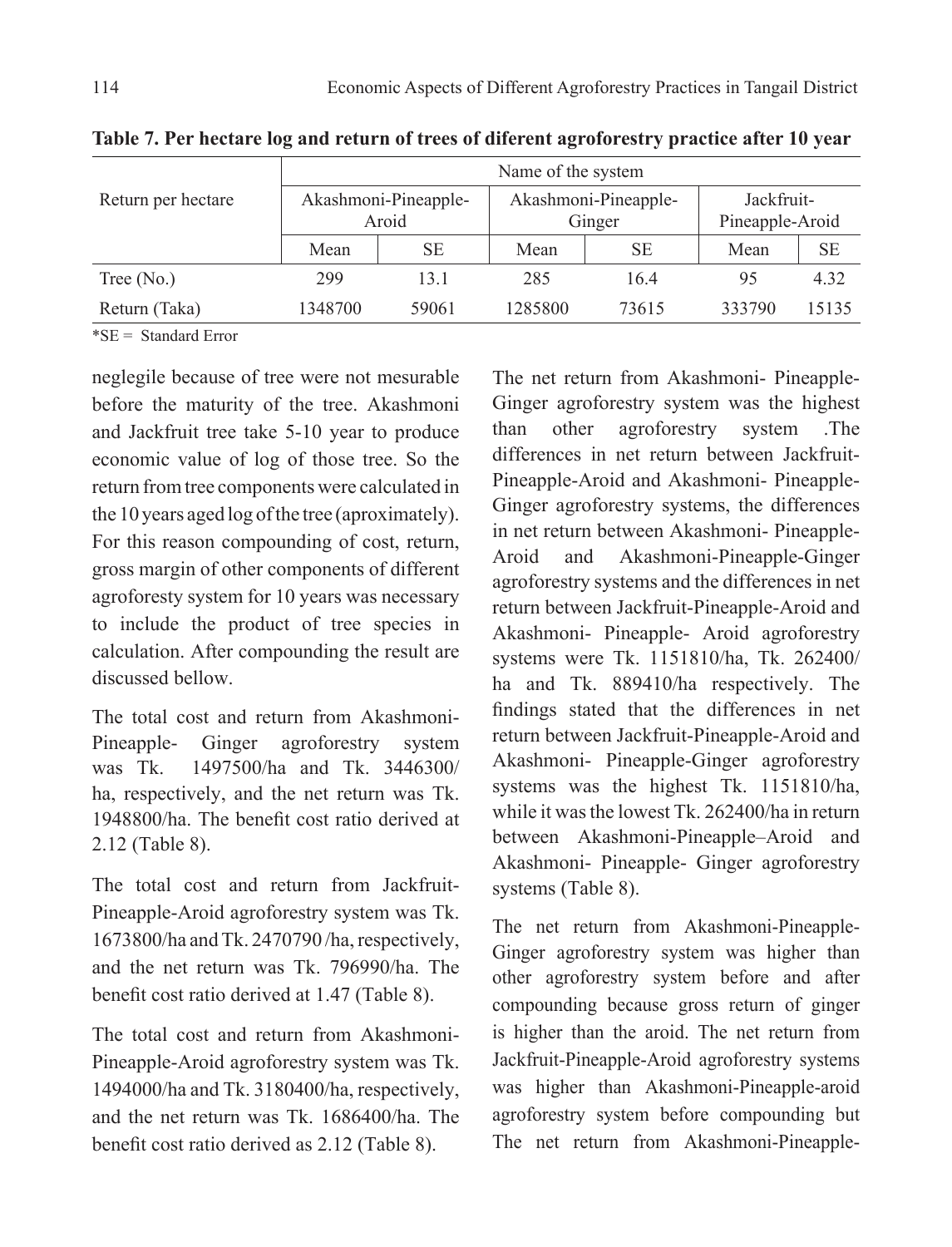**Table 7. Per hectare log and return of trees of diferent agroforestry practice after 10 year**

| Return per hectare | Name of the system | | | | | |
|---|---|---|---|---|---|---|
| | Akashmoni-Pineapple-Aroid | | Akashmoni-Pineapple-Ginger | | Jackfruit-Pineapple-Aroid | |
| | Mean | SE | Mean | SE | Mean | SE |
| Tree (No.) | 299 | 13.1 | 285 | 16.4 | 95 | 4.32 |
| Return (Taka) | 1348700 | 59061 | 1285800 | 73615 | 333790 | 15135 |

*SE = Standard Error

neglegile because of tree were not mesurable before the maturity of the tree. Akashmoni and Jackfruit tree take 5-10 year to produce economic value of log of those tree. So the return from tree components were calculated in the 10 years aged log of the tree (aproximately). For this reason compounding of cost, return, gross margin of other components of different agroforesty system for 10 years was necessary to include the product of tree species in calculation. After compounding the result are discussed bellow.

The total cost and return from Akashmoni-Pineapple- Ginger agroforestry system was Tk. 1497500/ha and Tk. 3446300/ha, respectively, and the net return was Tk. 1948800/ha. The benefit cost ratio derived at 2.12 (Table 8).

The total cost and return from Jackfruit-Pineapple-Aroid agroforestry system was Tk. 1673800/ha and Tk. 2470790 /ha, respectively, and the net return was Tk. 796990/ha. The benefit cost ratio derived at 1.47 (Table 8).

The total cost and return from Akashmoni-Pineapple-Aroid agroforestry system was Tk. 1494000/ha and Tk. 3180400/ha, respectively, and the net return was Tk. 1686400/ha. The benefit cost ratio derived as 2.12 (Table 8).

The net return from Akashmoni- Pineapple-Ginger agroforestry system was the highest than other agroforestry system .The differences in net return between Jackfruit-Pineapple-Aroid and Akashmoni- Pineapple-Ginger agroforestry systems, the differences in net return between Akashmoni- Pineapple-Aroid and Akashmoni-Pineapple-Ginger agroforestry systems and the differences in net return between Jackfruit-Pineapple-Aroid and Akashmoni- Pineapple- Aroid agroforestry systems were Tk. 1151810/ha, Tk. 262400/ha and Tk. 889410/ha respectively. The findings stated that the differences in net return between Jackfruit-Pineapple-Aroid and Akashmoni- Pineapple-Ginger agroforestry systems was the highest Tk. 1151810/ha, while it was the lowest Tk. 262400/ha in return between Akashmoni-Pineapple–Aroid and Akashmoni- Pineapple- Ginger agroforestry systems (Table 8).

The net return from Akashmoni-Pineapple-Ginger agroforestry system was higher than other agroforestry system before and after compounding because gross return of ginger is higher than the aroid. The net return from Jackfruit-Pineapple-Aroid agroforestry systems was higher than Akashmoni-Pineapple-aroid agroforestry system before compounding but The net return from Akashmoni-Pineapple-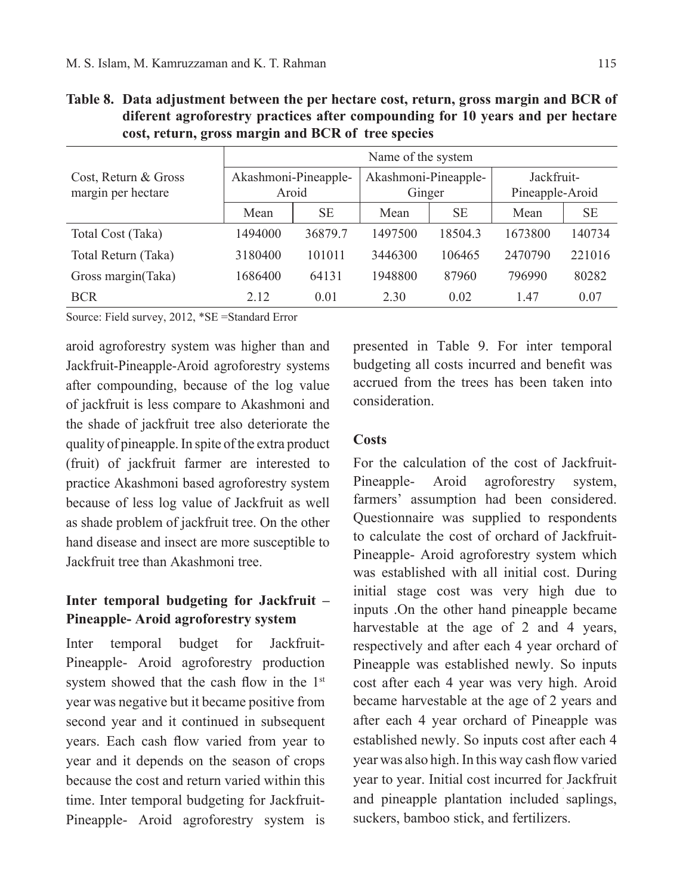**Table 8. Data adjustment between the per hectare cost, return, gross margin and BCR of diferent agroforestry practices after compounding for 10 years and per hectare cost, return, gross margin and BCR of tree species**

| Cost, Return & Gross margin per hectare | Name of the system | | | | | |
|---|---|---|---|---|---|---|
| | Akashmoni-Pineapple-Aroid | | Akashmoni-Pineapple-Ginger | | Jackfruit-Pineapple-Aroid | |
| | Mean | SE | Mean | SE | Mean | SE |
| Total Cost (Taka) | 1494000 | 36879.7 | 1497500 | 18504.3 | 1673800 | 140734 |
| Total Return (Taka) | 3180400 | 101011 | 3446300 | 106465 | 2470790 | 221016 |
| Gross margin(Taka) | 1686400 | 64131 | 1948800 | 87960 | 796990 | 80282 |
| BCR | 2.12 | 0.01 | 2.30 | 0.02 | 1.47 | 0.07 |

Source: Field survey, 2012, *SE =Standard Error

aroid agroforestry system was higher than and Jackfruit-Pineapple-Aroid agroforestry systems after compounding, because of the log value of jackfruit is less compare to Akashmoni and the shade of jackfruit tree also deteriorate the quality of pineapple. In spite of the extra product (fruit) of jackfruit farmer are interested to practice Akashmoni based agroforestry system because of less log value of Jackfruit as well as shade problem of jackfruit tree. On the other hand disease and insect are more susceptible to Jackfruit tree than Akashmoni tree.

### Inter temporal budgeting for Jackfruit – Pineapple- Aroid agroforestry system

Inter temporal budget for Jackfruit-Pineapple- Aroid agroforestry production system showed that the cash flow in the 1st year was negative but it became positive from second year and it continued in subsequent years. Each cash flow varied from year to year and it depends on the season of crops because the cost and return varied within this time. Inter temporal budgeting for Jackfruit-Pineapple- Aroid agroforestry system is presented in Table 9. For inter temporal budgeting all costs incurred and benefit was accrued from the trees has been taken into consideration.

### Costs

For the calculation of the cost of Jackfruit-Pineapple- Aroid agroforestry system, farmers' assumption had been considered. Questionnaire was supplied to respondents to calculate the cost of orchard of Jackfruit-Pineapple- Aroid agroforestry system which was established with all initial cost. During initial stage cost was very high due to inputs .On the other hand pineapple became harvestable at the age of 2 and 4 years, respectively and after each 4 year orchard of Pineapple was established newly. So inputs cost after each 4 year was very high. Aroid became harvestable at the age of 2 years and after each 4 year orchard of Pineapple was established newly. So inputs cost after each 4 year was also high. In this way cash flow varied year to year. Initial cost incurred for Jackfruit and pineapple plantation included saplings, suckers, bamboo stick, and fertilizers.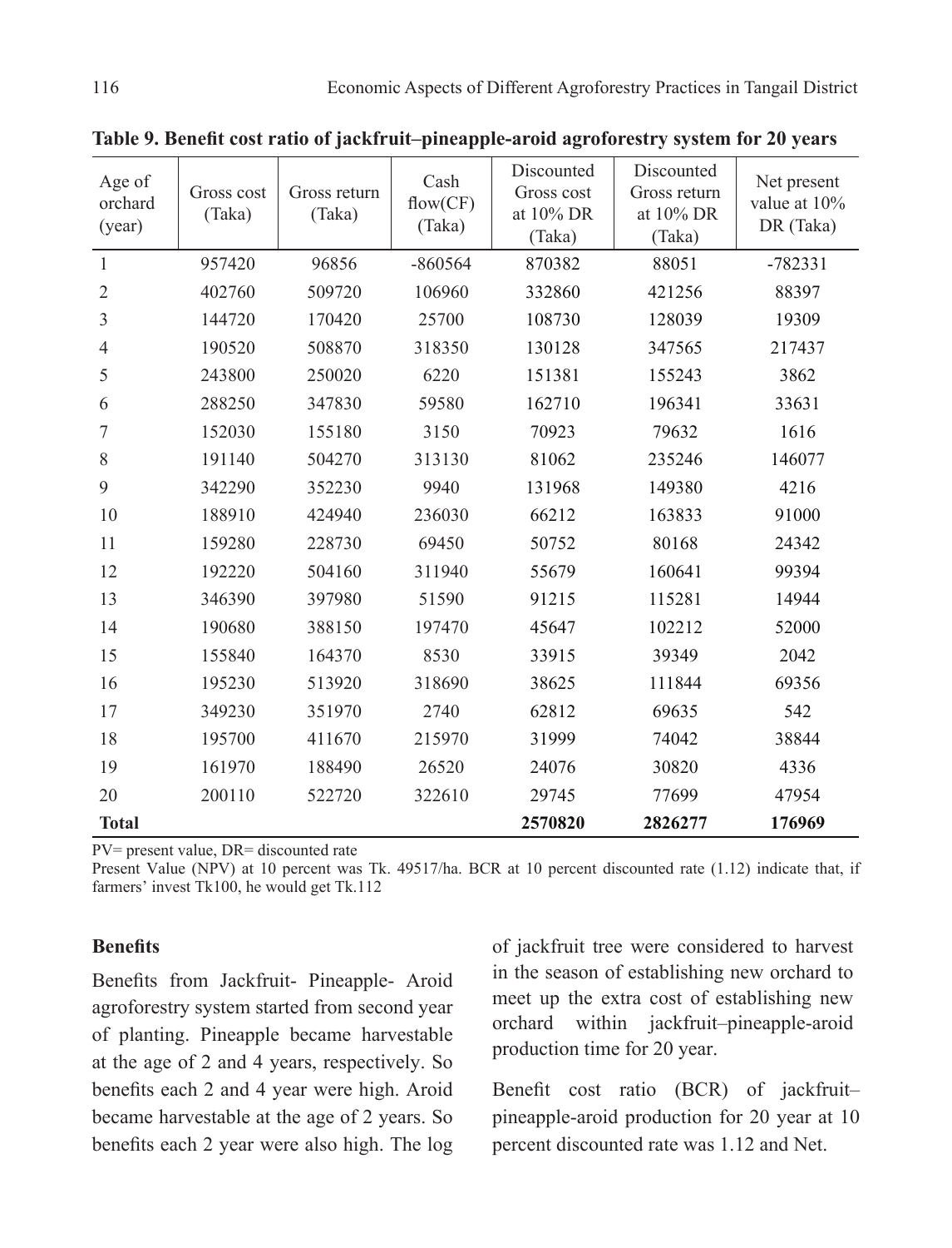**Table 9. Benefit cost ratio of jackfruit–pineapple-aroid agroforestry system for 20 years**

| Age of orchard (year) | Gross cost (Taka) | Gross return (Taka) | Cash flow(CF) (Taka) | Discounted Gross cost at 10% DR (Taka) | Discounted Gross return at 10% DR (Taka) | Net present value at 10% DR (Taka) |
|---|---|---|---|---|---|---|
| 1 | 957420 | 96856 | -860564 | 870382 | 88051 | -782331 |
| 2 | 402760 | 509720 | 106960 | 332860 | 421256 | 88397 |
| 3 | 144720 | 170420 | 25700 | 108730 | 128039 | 19309 |
| 4 | 190520 | 508870 | 318350 | 130128 | 347565 | 217437 |
| 5 | 243800 | 250020 | 6220 | 151381 | 155243 | 3862 |
| 6 | 288250 | 347830 | 59580 | 162710 | 196341 | 33631 |
| 7 | 152030 | 155180 | 3150 | 70923 | 79632 | 1616 |
| 8 | 191140 | 504270 | 313130 | 81062 | 235246 | 146077 |
| 9 | 342290 | 352230 | 9940 | 131968 | 149380 | 4216 |
| 10 | 188910 | 424940 | 236030 | 66212 | 163833 | 91000 |
| 11 | 159280 | 228730 | 69450 | 50752 | 80168 | 24342 |
| 12 | 192220 | 504160 | 311940 | 55679 | 160641 | 99394 |
| 13 | 346390 | 397980 | 51590 | 91215 | 115281 | 14944 |
| 14 | 190680 | 388150 | 197470 | 45647 | 102212 | 52000 |
| 15 | 155840 | 164370 | 8530 | 33915 | 39349 | 2042 |
| 16 | 195230 | 513920 | 318690 | 38625 | 111844 | 69356 |
| 17 | 349230 | 351970 | 2740 | 62812 | 69635 | 542 |
| 18 | 195700 | 411670 | 215970 | 31999 | 74042 | 38844 |
| 19 | 161970 | 188490 | 26520 | 24076 | 30820 | 4336 |
| 20 | 200110 | 522720 | 322610 | 29745 | 77699 | 47954 |
| **Total** | | | | **2570820** | **2826277** | **176969** |

PV= present value, DR= discounted rate

Present Value (NPV) at 10 percent was Tk. 49517/ha. BCR at 10 percent discounted rate (1.12) indicate that, if farmers' invest Tk100, he would get Tk.112

**Benefits**

Benefits from Jackfruit- Pineapple- Aroid agroforestry system started from second year of planting. Pineapple became harvestable at the age of 2 and 4 years, respectively. So benefits each 2 and 4 year were high. Aroid became harvestable at the age of 2 years. So benefits each 2 year were also high. The log of jackfruit tree were considered to harvest in the season of establishing new orchard to meet up the extra cost of establishing new orchard within jackfruit–pineapple-aroid production time for 20 year.

Benefit cost ratio (BCR) of jackfruit–pineapple-aroid production for 20 year at 10 percent discounted rate was 1.12 and Net.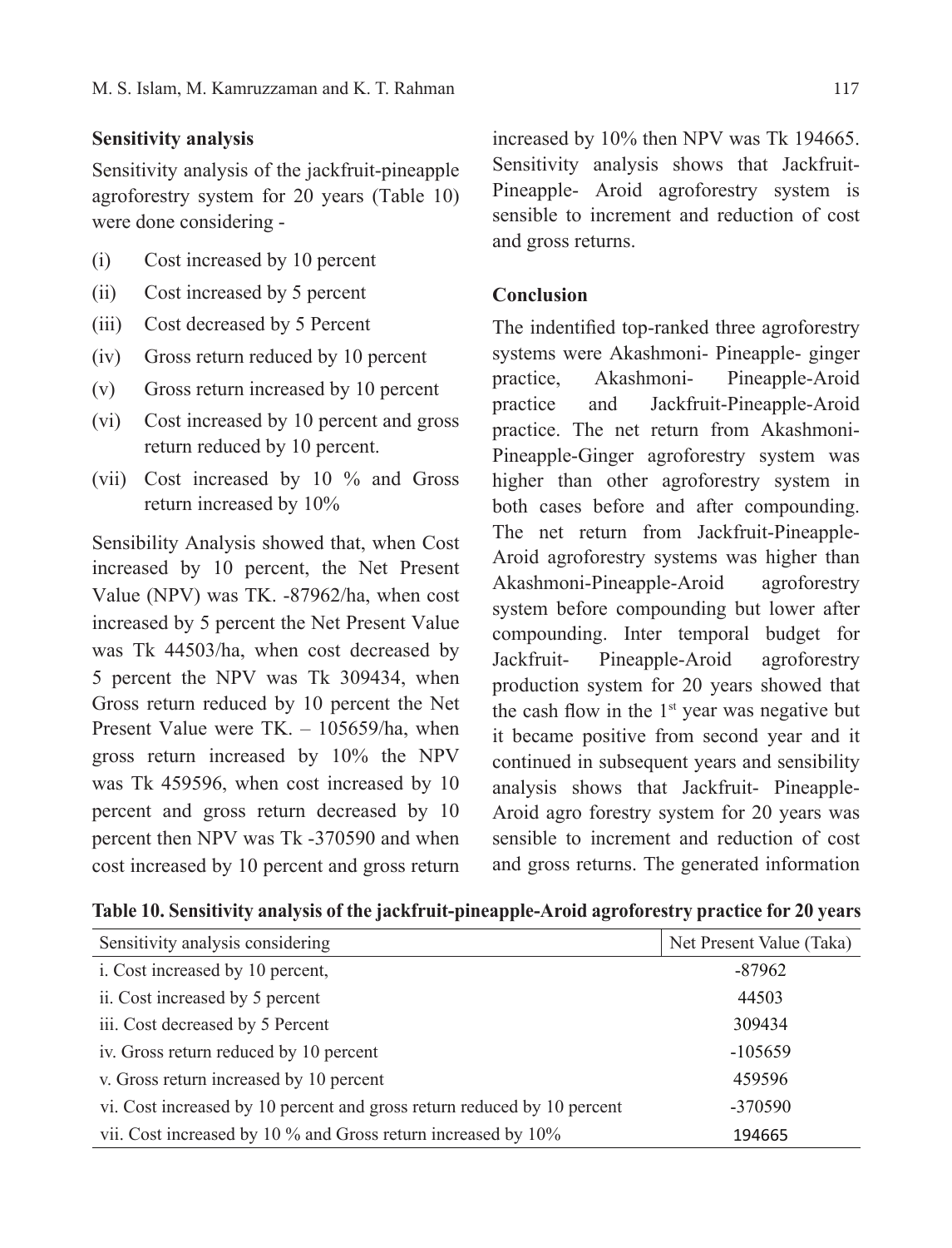### Sensitivity analysis

Sensitivity analysis of the jackfruit-pineapple agroforestry system for 20 years (Table 10) were done considering -

- (i) Cost increased by 10 percent
- (ii) Cost increased by 5 percent
- (iii) Cost decreased by 5 Percent
- (iv) Gross return reduced by 10 percent
- (v) Gross return increased by 10 percent
- (vi) Cost increased by 10 percent and gross return reduced by 10 percent.
- (vii) Cost increased by 10 % and Gross return increased by 10%

Sensibility Analysis showed that, when Cost increased by 10 percent, the Net Present Value (NPV) was TK. -87962/ha, when cost increased by 5 percent the Net Present Value was Tk 44503/ha, when cost decreased by 5 percent the NPV was Tk 309434, when Gross return reduced by 10 percent the Net Present Value were TK. – 105659/ha, when gross return increased by 10% the NPV was Tk 459596, when cost increased by 10 percent and gross return decreased by 10 percent then NPV was Tk -370590 and when cost increased by 10 percent and gross return increased by 10% then NPV was Tk 194665. Sensitivity analysis shows that Jackfruit-Pineapple- Aroid agroforestry system is sensible to increment and reduction of cost and gross returns.

### Conclusion

The indentified top-ranked three agroforestry systems were Akashmoni- Pineapple- ginger practice, Akashmoni- Pineapple-Aroid practice and Jackfruit-Pineapple-Aroid practice. The net return from Akashmoni-Pineapple-Ginger agroforestry system was higher than other agroforestry system in both cases before and after compounding. The net return from Jackfruit-Pineapple-Aroid agroforestry systems was higher than Akashmoni-Pineapple-Aroid agroforestry system before compounding but lower after compounding. Inter temporal budget for Jackfruit- Pineapple-Aroid agroforestry production system for 20 years showed that the cash flow in the 1st year was negative but it became positive from second year and it continued in subsequent years and sensibility analysis shows that Jackfruit- Pineapple-Aroid agro forestry system for 20 years was sensible to increment and reduction of cost and gross returns. The generated information

**Table 10. Sensitivity analysis of the jackfruit-pineapple-Aroid agroforestry practice for 20 years**

| Sensitivity analysis considering | Net Present Value (Taka) |
|---|---|
| i. Cost increased by 10 percent, | -87962 |
| ii. Cost increased by 5 percent | 44503 |
| iii. Cost decreased by 5 Percent | 309434 |
| iv. Gross return reduced by 10 percent | -105659 |
| v. Gross return increased by 10 percent | 459596 |
| vi. Cost increased by 10 percent and gross return reduced by 10 percent | -370590 |
| vii. Cost increased by 10 % and Gross return increased by 10% | 194665 |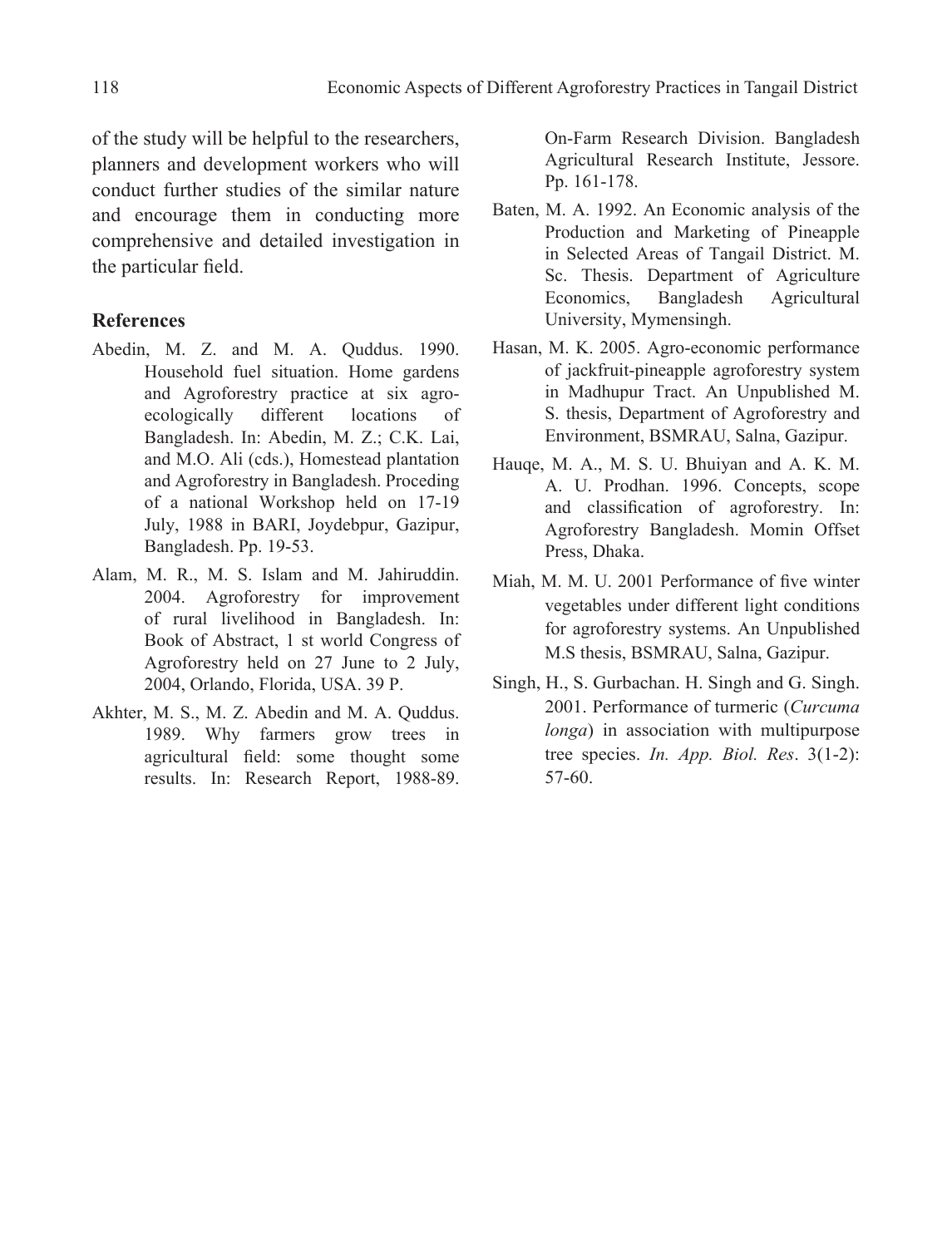of the study will be helpful to the researchers, planners and development workers who will conduct further studies of the similar nature and encourage them in conducting more comprehensive and detailed investigation in the particular field.

## References

Abedin, M. Z. and M. A. Quddus. 1990. Household fuel situation. Home gardens and Agroforestry practice at six agro-ecologically different locations of Bangladesh. In: Abedin, M. Z.; C.K. Lai, and M.O. Ali (cds.), Homestead plantation and Agroforestry in Bangladesh. Proceding of a national Workshop held on 17-19 July, 1988 in BARI, Joydebpur, Gazipur, Bangladesh. Pp. 19-53.

Alam, M. R., M. S. Islam and M. Jahiruddin. 2004. Agroforestry for improvement of rural livelihood in Bangladesh. In: Book of Abstract, 1 st world Congress of Agroforestry held on 27 June to 2 July, 2004, Orlando, Florida, USA. 39 P.

Akhter, M. S., M. Z. Abedin and M. A. Quddus. 1989. Why farmers grow trees in agricultural field: some thought some results. In: Research Report, 1988-89. On-Farm Research Division. Bangladesh Agricultural Research Institute, Jessore. Pp. 161-178.

Baten, M. A. 1992. An Economic analysis of the Production and Marketing of Pineapple in Selected Areas of Tangail District. M. Sc. Thesis. Department of Agriculture Economics, Bangladesh Agricultural University, Mymensingh.

Hasan, M. K. 2005. Agro-economic performance of jackfruit-pineapple agroforestry system in Madhupur Tract. An Unpublished M. S. thesis, Department of Agroforestry and Environment, BSMRAU, Salna, Gazipur.

Hauqe, M. A., M. S. U. Bhuiyan and A. K. M. A. U. Prodhan. 1996. Concepts, scope and classification of agroforestry. In: Agroforestry Bangladesh. Momin Offset Press, Dhaka.

Miah, M. M. U. 2001 Performance of five winter vegetables under different light conditions for agroforestry systems. An Unpublished M.S thesis, BSMRAU, Salna, Gazipur.

Singh, H., S. Gurbachan. H. Singh and G. Singh. 2001. Performance of turmeric (*Curcuma longa*) in association with multipurpose tree species. *In. App. Biol. Res*. 3(1-2): 57-60.